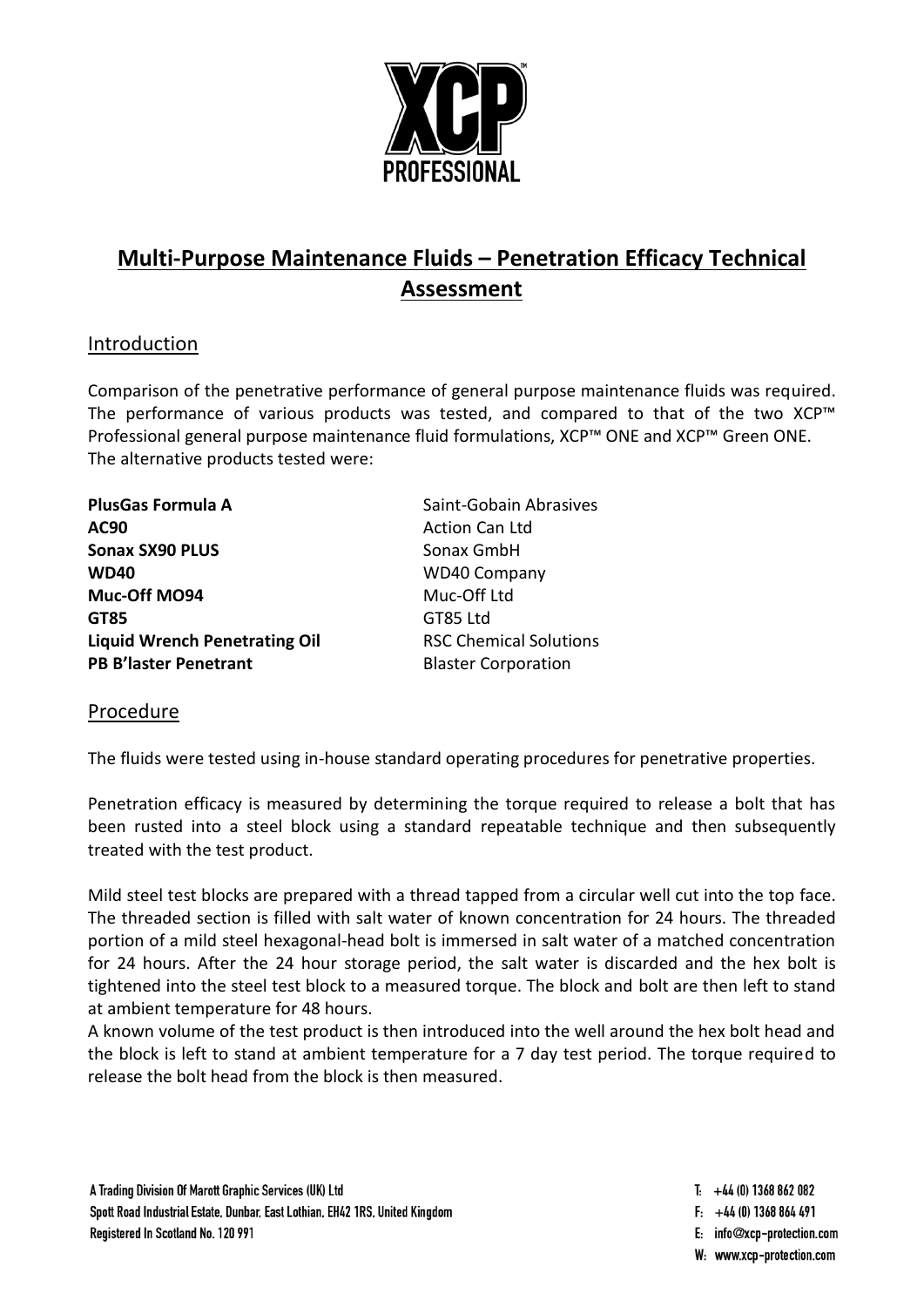# Multi-Purpose Maintenance Fluids – Penetration Efficacy Technical Assessment

## Introduction

Comparison of the penetrative performance of general purpose maintenance fluids was required. The performance of various products was tested, and compared to that of the two XCP™ Professional general purpose maintenance fluid formulations, XCP™ ONE and XCP™ Green ONE. The alternative products tested were:

| Product | Manufacturer |
| --- | --- |
| **PlusGas Formula A** | Saint-Gobain Abrasives |
| **AC90** | Action Can Ltd |
| **Sonax SX90 PLUS** | Sonax GmbH |
| **WD40** | WD40 Company |
| **Muc-Off MO94** | Muc-Off Ltd |
| **GT85** | GT85 Ltd |
| **Liquid Wrench Penetrating Oil** | RSC Chemical Solutions |
| **PB B'laster Penetrant** | Blaster Corporation |

## Procedure

The fluids were tested using in-house standard operating procedures for penetrative properties.

Penetration efficacy is measured by determining the torque required to release a bolt that has been rusted into a steel block using a standard repeatable technique and then subsequently treated with the test product.

Mild steel test blocks are prepared with a thread tapped from a circular well cut into the top face. The threaded section is filled with salt water of known concentration for 24 hours. The threaded portion of a mild steel hexagonal-head bolt is immersed in salt water of a matched concentration for 24 hours. After the 24 hour storage period, the salt water is discarded and the hex bolt is tightened into the steel test block to a measured torque. The block and bolt are then left to stand at ambient temperature for 48 hours.

A known volume of the test product is then introduced into the well around the hex bolt head and the block is left to stand at ambient temperature for a 7 day test period. The torque required to release the bolt head from the block is then measured.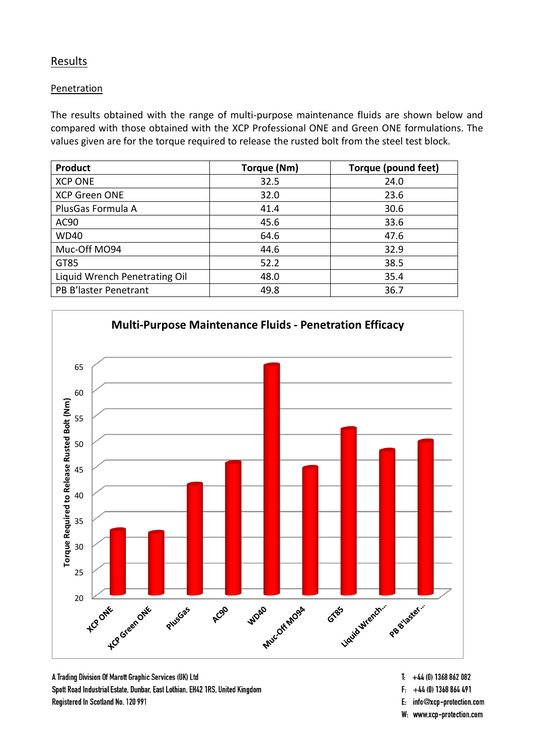## Results

### Penetration

The results obtained with the range of multi-purpose maintenance fluids are shown below and compared with those obtained with the XCP Professional ONE and Green ONE formulations. The values given are for the torque required to release the rusted bolt from the steel test block.

| Product | Torque (Nm) | Torque (pound feet) |
|---|---|---|
| XCP ONE | 32.5 | 24.0 |
| XCP Green ONE | 32.0 | 23.6 |
| PlusGas Formula A | 41.4 | 30.6 |
| AC90 | 45.6 | 33.6 |
| WD40 | 64.6 | 47.6 |
| Muc-Off MO94 | 44.6 | 32.9 |
| GT85 | 52.2 | 38.5 |
| Liquid Wrench Penetrating Oil | 48.0 | 35.4 |
| PB B'laster Penetrant | 49.8 | 36.7 |

**Multi-Purpose Maintenance Fluids - Penetration Efficacy**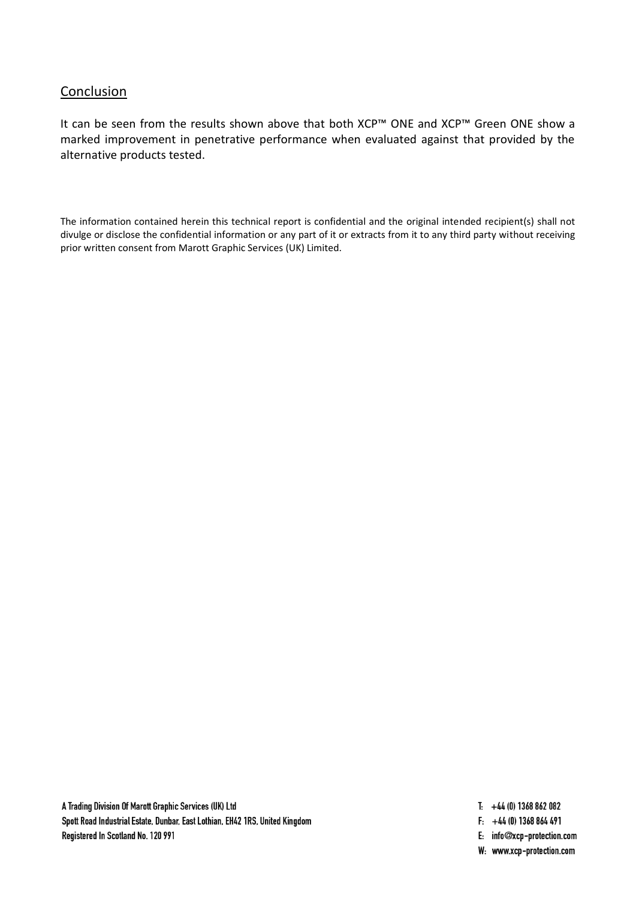## Conclusion

It can be seen from the results shown above that both XCP™ ONE and XCP™ Green ONE show a marked improvement in penetrative performance when evaluated against that provided by the alternative products tested.

The information contained herein this technical report is confidential and the original intended recipient(s) shall not divulge or disclose the confidential information or any part of it or extracts from it to any third party without receiving prior written consent from Marott Graphic Services (UK) Limited.

A Trading Division Of Marott Graphic Services (UK) Ltd
Spott Road Industrial Estate, Dunbar, East Lothian, EH42 1RS, United Kingdom
Registered In Scotland No. 120 991

T: +44 (0) 1368 862 082
F: +44 (0) 1368 864 491
E: info@xcp-protection.com
W: www.xcp-protection.com